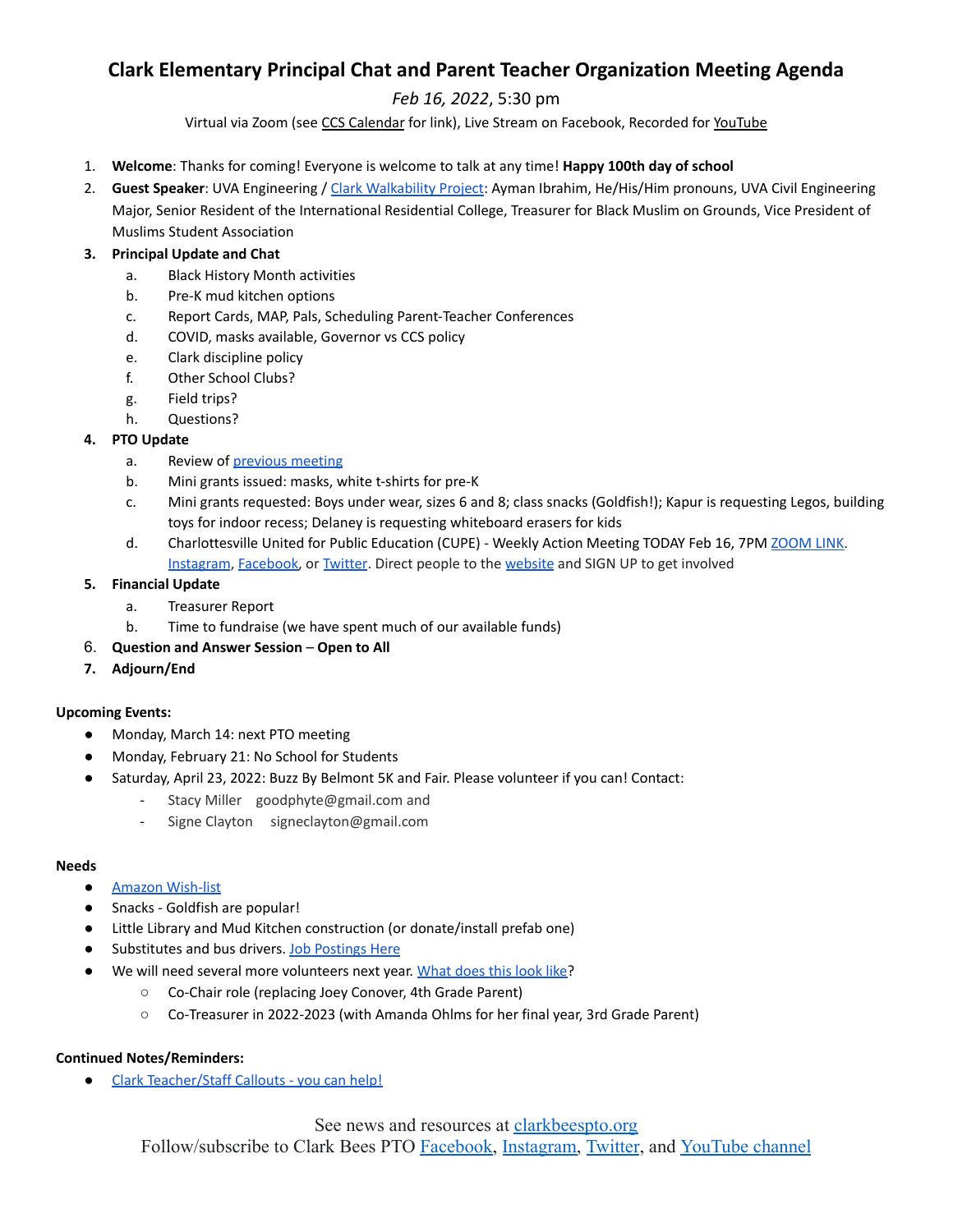# Clark Elementary Principal Chat and Parent Teacher Organization Meeting Agenda

*Feb 16, 2022*, 5:30 pm

Virtual via Zoom (see CCS Calendar for link), Live Stream on Facebook, Recorded for YouTube

1. **Welcome**: Thanks for coming! Everyone is welcome to talk at any time! **Happy 100th day of school**
2. **Guest Speaker**: UVA Engineering / Clark Walkability Project: Ayman Ibrahim, He/His/Him pronouns, UVA Civil Engineering Major, Senior Resident of the International Residential College, Treasurer for Black Muslim on Grounds, Vice President of Muslims Student Association
3. **Principal Update and Chat**
   a. Black History Month activities
   b. Pre-K mud kitchen options
   c. Report Cards, MAP, Pals, Scheduling Parent-Teacher Conferences
   d. COVID, masks available, Governor vs CCS policy
   e. Clark discipline policy
   f. Other School Clubs?
   g. Field trips?
   h. Questions?
4. **PTO Update**
   a. Review of previous meeting
   b. Mini grants issued: masks, white t-shirts for pre-K
   c. Mini grants requested: Boys under wear, sizes 6 and 8; class snacks (Goldfish!); Kapur is requesting Legos, building toys for indoor recess; Delaney is requesting whiteboard erasers for kids
   d. Charlottesville United for Public Education (CUPE) - Weekly Action Meeting TODAY Feb 16, 7PM ZOOM LINK. Instagram, Facebook, or Twitter. Direct people to the website and SIGN UP to get involved
5. **Financial Update**
   a. Treasurer Report
   b. Time to fundraise (we have spent much of our available funds)
6. **Question and Answer Session** – **Open to All**
7. **Adjourn/End**

**Upcoming Events:**

- Monday, March 14: next PTO meeting
- Monday, February 21: No School for Students
- Saturday, April 23, 2022: Buzz By Belmont 5K and Fair. Please volunteer if you can! Contact:
  - Stacy Miller goodphyte@gmail.com and
  - Signe Clayton signeclayton@gmail.com

**Needs**

- Amazon Wish-list
- Snacks - Goldfish are popular!
- Little Library and Mud Kitchen construction (or donate/install prefab one)
- Substitutes and bus drivers. Job Postings Here
- We will need several more volunteers next year. What does this look like?
  - Co-Chair role (replacing Joey Conover, 4th Grade Parent)
  - Co-Treasurer in 2022-2023 (with Amanda Ohlms for her final year, 3rd Grade Parent)

**Continued Notes/Reminders:**

- Clark Teacher/Staff Callouts - you can help!

See news and resources at clarkbeespto.org

Follow/subscribe to Clark Bees PTO Facebook, Instagram, Twitter, and YouTube channel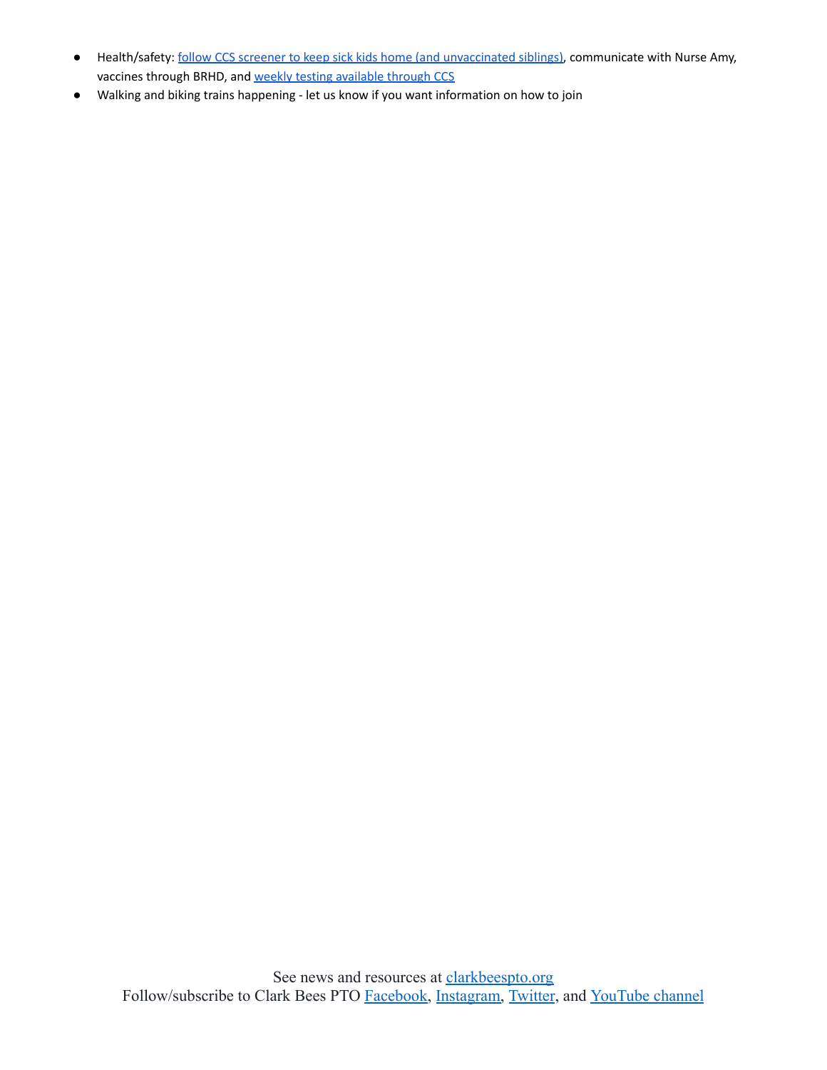- Health/safety: follow CCS screener to keep sick kids home (and unvaccinated siblings), communicate with Nurse Amy, vaccines through BRHD, and weekly testing available through CCS
- Walking and biking trains happening - let us know if you want information on how to join

See news and resources at clarkbeespto.org
Follow/subscribe to Clark Bees PTO Facebook, Instagram, Twitter, and YouTube channel